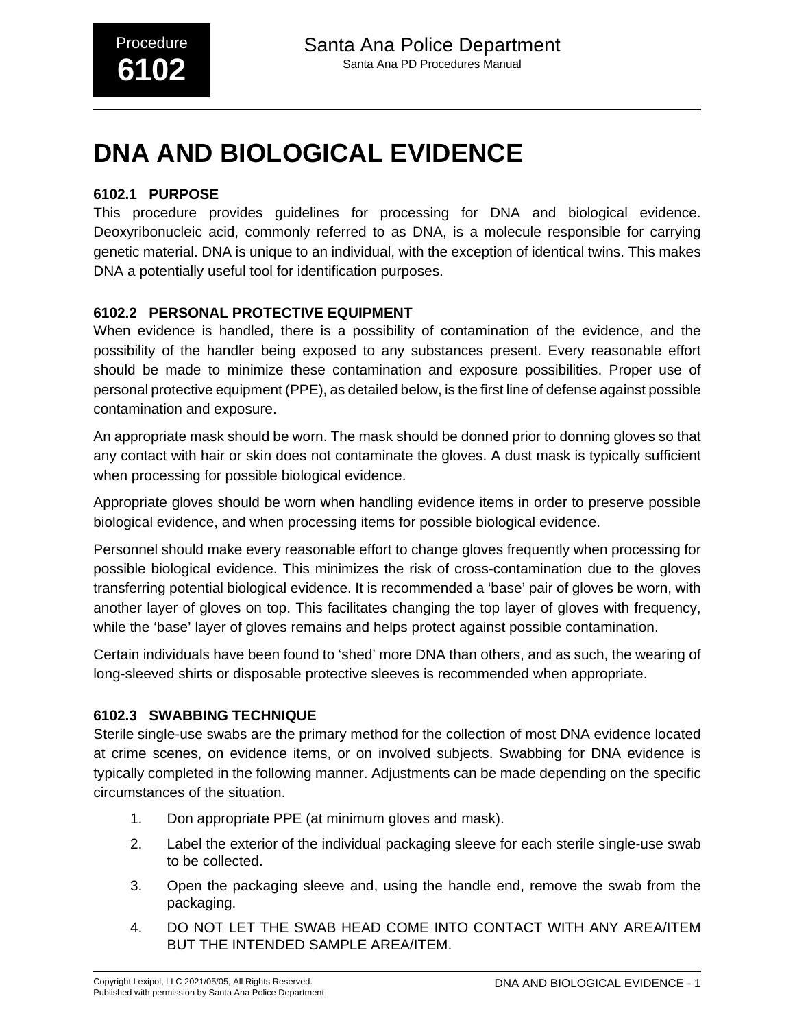# DNA AND BIOLOGICAL EVIDENCE

### 6102.1 PURPOSE

This procedure provides guidelines for processing for DNA and biological evidence. Deoxyribonucleic acid, commonly referred to as DNA, is a molecule responsible for carrying genetic material. DNA is unique to an individual, with the exception of identical twins. This makes DNA a potentially useful tool for identification purposes.

### 6102.2 PERSONAL PROTECTIVE EQUIPMENT

When evidence is handled, there is a possibility of contamination of the evidence, and the possibility of the handler being exposed to any substances present. Every reasonable effort should be made to minimize these contamination and exposure possibilities. Proper use of personal protective equipment (PPE), as detailed below, is the first line of defense against possible contamination and exposure.

An appropriate mask should be worn. The mask should be donned prior to donning gloves so that any contact with hair or skin does not contaminate the gloves. A dust mask is typically sufficient when processing for possible biological evidence.

Appropriate gloves should be worn when handling evidence items in order to preserve possible biological evidence, and when processing items for possible biological evidence.

Personnel should make every reasonable effort to change gloves frequently when processing for possible biological evidence. This minimizes the risk of cross-contamination due to the gloves transferring potential biological evidence. It is recommended a 'base' pair of gloves be worn, with another layer of gloves on top. This facilitates changing the top layer of gloves with frequency, while the 'base' layer of gloves remains and helps protect against possible contamination.

Certain individuals have been found to 'shed' more DNA than others, and as such, the wearing of long-sleeved shirts or disposable protective sleeves is recommended when appropriate.

### 6102.3 SWABBING TECHNIQUE

Sterile single-use swabs are the primary method for the collection of most DNA evidence located at crime scenes, on evidence items, or on involved subjects. Swabbing for DNA evidence is typically completed in the following manner. Adjustments can be made depending on the specific circumstances of the situation.

1. Don appropriate PPE (at minimum gloves and mask).
2. Label the exterior of the individual packaging sleeve for each sterile single-use swab to be collected.
3. Open the packaging sleeve and, using the handle end, remove the swab from the packaging.
4. DO NOT LET THE SWAB HEAD COME INTO CONTACT WITH ANY AREA/ITEM BUT THE INTENDED SAMPLE AREA/ITEM.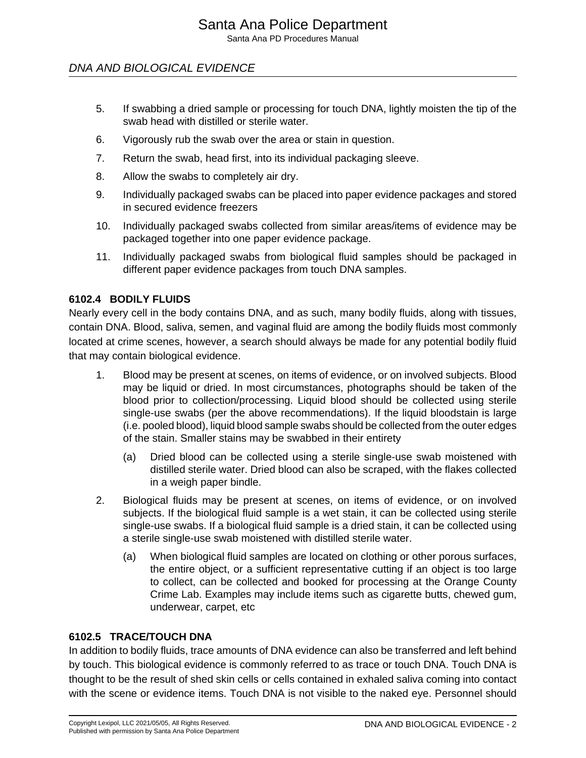5. If swabbing a dried sample or processing for touch DNA, lightly moisten the tip of the swab head with distilled or sterile water.
6. Vigorously rub the swab over the area or stain in question.
7. Return the swab, head first, into its individual packaging sleeve.
8. Allow the swabs to completely air dry.
9. Individually packaged swabs can be placed into paper evidence packages and stored in secured evidence freezers
10. Individually packaged swabs collected from similar areas/items of evidence may be packaged together into one paper evidence package.
11. Individually packaged swabs from biological fluid samples should be packaged in different paper evidence packages from touch DNA samples.

### 6102.4 BODILY FLUIDS

Nearly every cell in the body contains DNA, and as such, many bodily fluids, along with tissues, contain DNA. Blood, saliva, semen, and vaginal fluid are among the bodily fluids most commonly located at crime scenes, however, a search should always be made for any potential bodily fluid that may contain biological evidence.

1. Blood may be present at scenes, on items of evidence, or on involved subjects. Blood may be liquid or dried. In most circumstances, photographs should be taken of the blood prior to collection/processing. Liquid blood should be collected using sterile single-use swabs (per the above recommendations). If the liquid bloodstain is large (i.e. pooled blood), liquid blood sample swabs should be collected from the outer edges of the stain. Smaller stains may be swabbed in their entirety
   (a) Dried blood can be collected using a sterile single-use swab moistened with distilled sterile water. Dried blood can also be scraped, with the flakes collected in a weigh paper bindle.
2. Biological fluids may be present at scenes, on items of evidence, or on involved subjects. If the biological fluid sample is a wet stain, it can be collected using sterile single-use swabs. If a biological fluid sample is a dried stain, it can be collected using a sterile single-use swab moistened with distilled sterile water.
   (a) When biological fluid samples are located on clothing or other porous surfaces, the entire object, or a sufficient representative cutting if an object is too large to collect, can be collected and booked for processing at the Orange County Crime Lab. Examples may include items such as cigarette butts, chewed gum, underwear, carpet, etc

### 6102.5 TRACE/TOUCH DNA

In addition to bodily fluids, trace amounts of DNA evidence can also be transferred and left behind by touch. This biological evidence is commonly referred to as trace or touch DNA. Touch DNA is thought to be the result of shed skin cells or cells contained in exhaled saliva coming into contact with the scene or evidence items. Touch DNA is not visible to the naked eye. Personnel should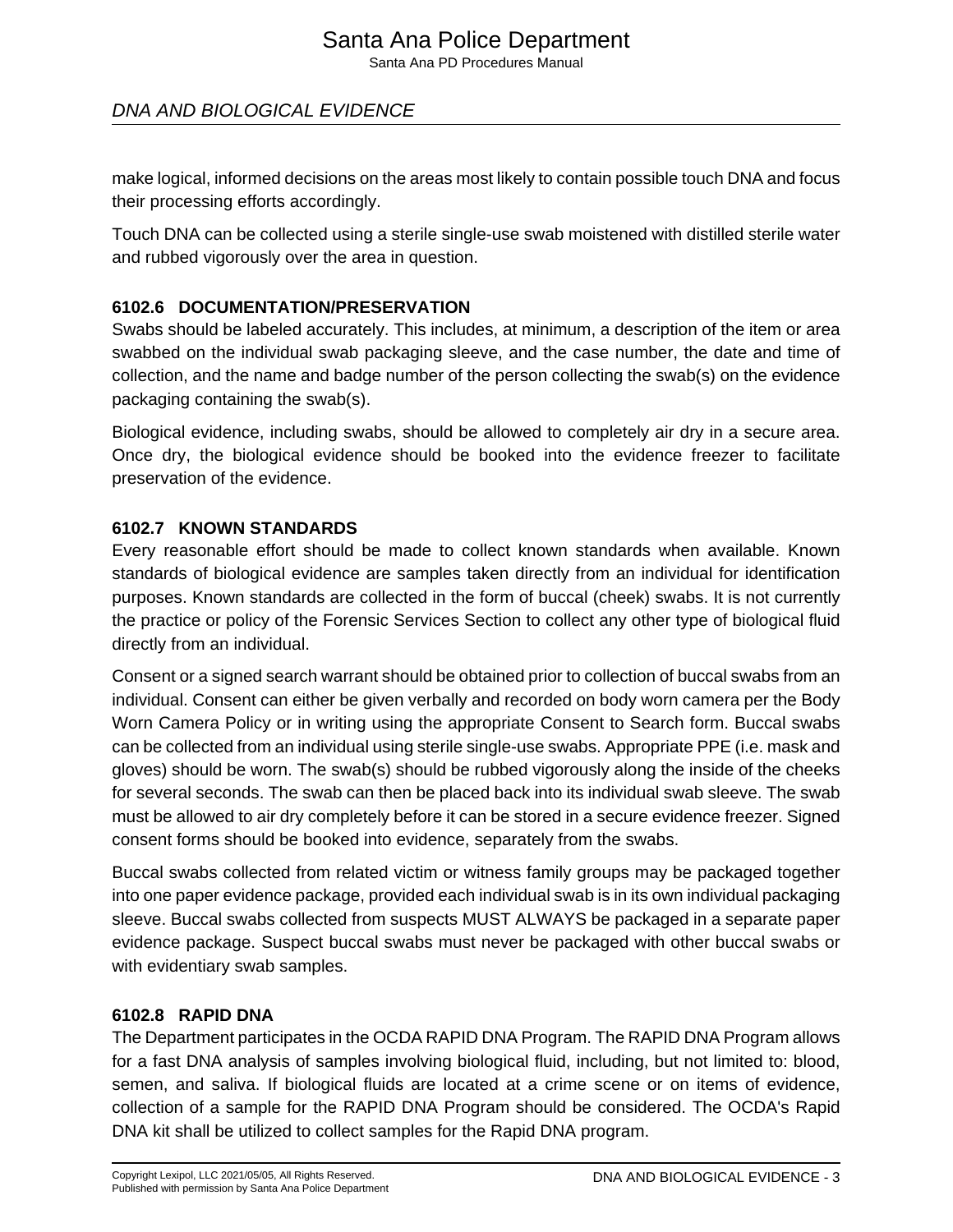make logical, informed decisions on the areas most likely to contain possible touch DNA and focus their processing efforts accordingly.

Touch DNA can be collected using a sterile single-use swab moistened with distilled sterile water and rubbed vigorously over the area in question.

### 6102.6 DOCUMENTATION/PRESERVATION

Swabs should be labeled accurately. This includes, at minimum, a description of the item or area swabbed on the individual swab packaging sleeve, and the case number, the date and time of collection, and the name and badge number of the person collecting the swab(s) on the evidence packaging containing the swab(s).

Biological evidence, including swabs, should be allowed to completely air dry in a secure area. Once dry, the biological evidence should be booked into the evidence freezer to facilitate preservation of the evidence.

### 6102.7 KNOWN STANDARDS

Every reasonable effort should be made to collect known standards when available. Known standards of biological evidence are samples taken directly from an individual for identification purposes. Known standards are collected in the form of buccal (cheek) swabs. It is not currently the practice or policy of the Forensic Services Section to collect any other type of biological fluid directly from an individual.

Consent or a signed search warrant should be obtained prior to collection of buccal swabs from an individual. Consent can either be given verbally and recorded on body worn camera per the Body Worn Camera Policy or in writing using the appropriate Consent to Search form. Buccal swabs can be collected from an individual using sterile single-use swabs. Appropriate PPE (i.e. mask and gloves) should be worn. The swab(s) should be rubbed vigorously along the inside of the cheeks for several seconds. The swab can then be placed back into its individual swab sleeve. The swab must be allowed to air dry completely before it can be stored in a secure evidence freezer. Signed consent forms should be booked into evidence, separately from the swabs.

Buccal swabs collected from related victim or witness family groups may be packaged together into one paper evidence package, provided each individual swab is in its own individual packaging sleeve. Buccal swabs collected from suspects MUST ALWAYS be packaged in a separate paper evidence package. Suspect buccal swabs must never be packaged with other buccal swabs or with evidentiary swab samples.

### 6102.8 RAPID DNA

The Department participates in the OCDA RAPID DNA Program. The RAPID DNA Program allows for a fast DNA analysis of samples involving biological fluid, including, but not limited to: blood, semen, and saliva. If biological fluids are located at a crime scene or on items of evidence, collection of a sample for the RAPID DNA Program should be considered. The OCDA's Rapid DNA kit shall be utilized to collect samples for the Rapid DNA program.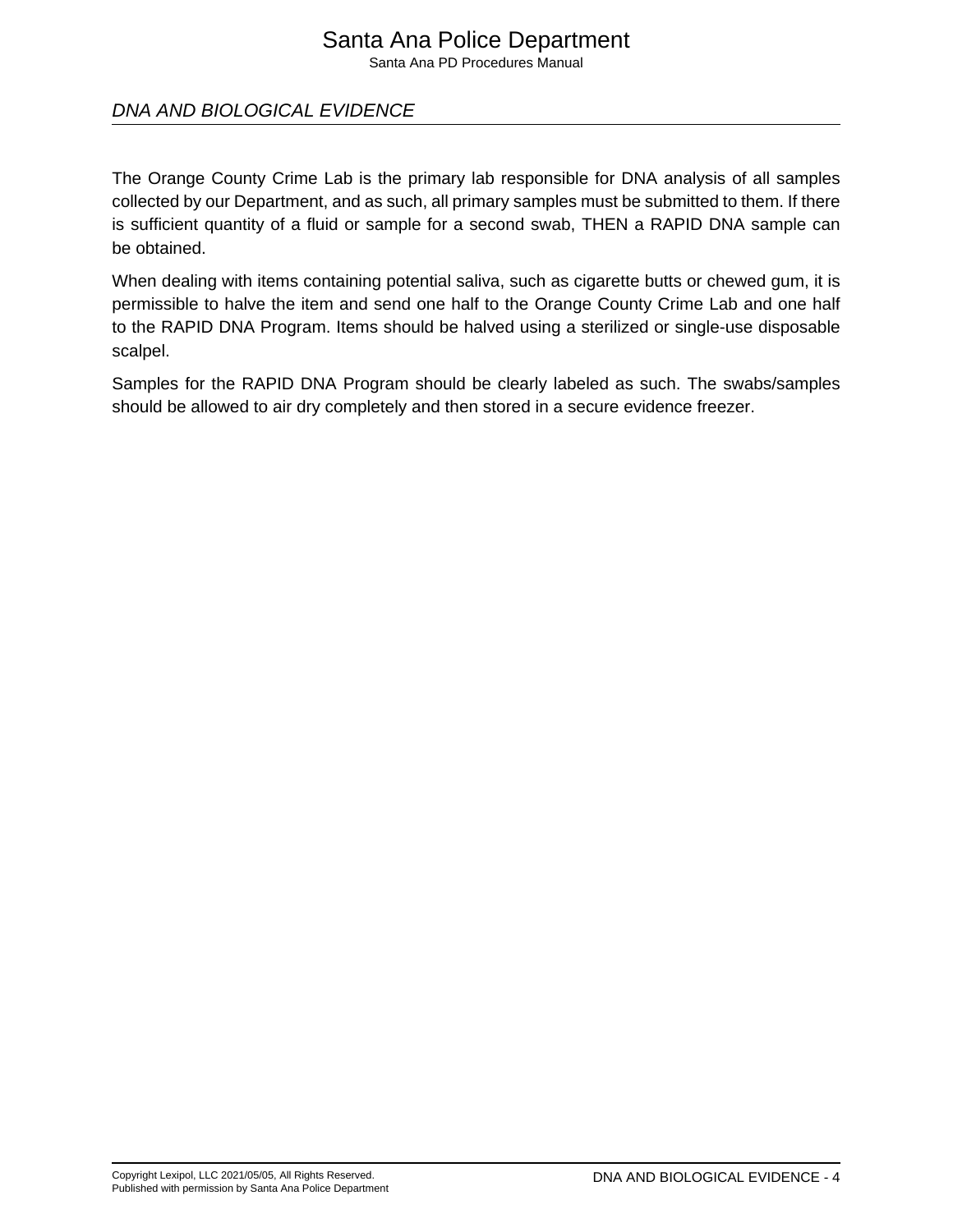*DNA AND BIOLOGICAL EVIDENCE*

The Orange County Crime Lab is the primary lab responsible for DNA analysis of all samples collected by our Department, and as such, all primary samples must be submitted to them. If there is sufficient quantity of a fluid or sample for a second swab, THEN a RAPID DNA sample can be obtained.

When dealing with items containing potential saliva, such as cigarette butts or chewed gum, it is permissible to halve the item and send one half to the Orange County Crime Lab and one half to the RAPID DNA Program. Items should be halved using a sterilized or single-use disposable scalpel.

Samples for the RAPID DNA Program should be clearly labeled as such. The swabs/samples should be allowed to air dry completely and then stored in a secure evidence freezer.